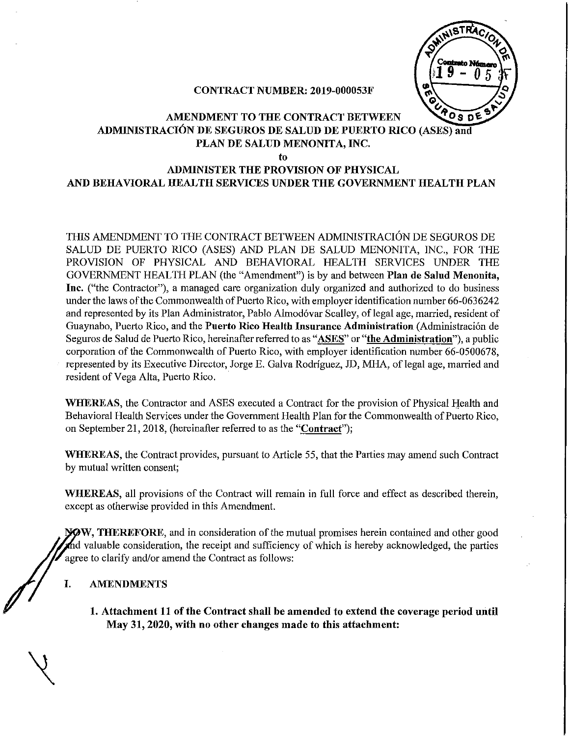**CONTRACT NUMBER: 2019-000053F**

**AMENDMENT TO THE CONTRACT BETWEEN ADMINISTRACIÓN DE SEGUROS DE SALUD DE PUERTO RICO (ASES) and PLAN DE SALUD MENONITA, INC.**

**to**

**ADMINISTER THE PROVISION OF PHYSICAL AND BEHAVIORAL HEALTH SERVICES UNDER THE GOVERNMENT HEALTH PLAN**

THIS AMENDMENT TO THE CONTRACT BETWEEN ADMINISTRACIÓN DE SEGUROS DE SALUD DE PUERTO RICO (ASES) AND PLAN DE SALUD MENONITA, INC., FOR THE PROVISION OF PHYSICAL AND BEHAVIORAL HEALTH SERVICES UNDER THE GOVERNMENT HEALTH PLAN (the "Amendment") is by and between **Plan de Salud Menonita, Inc.** ("the Contractor"), a managed care organization duly organized and authorized to do business under the laws of the Commonwealth of Puerto Rico, with employer identification number 66-0636242 and represented by its Plan Administrator, Pablo Almodóvar Scalley, of legal age, married, resident of Guaynabo, Puerto Rico, and the **Puerto Rico Health Insurance Administration** (Administración de Seguros de Salud de Puerto Rico, hereinafter referred to as "**ASES**" or "**the Administration**"), a public corporation of the Commonwealth of Puerto Rico, with employer identification number 66-0500678, represented by its Executive Director, Jorge E. Galva Rodríguez, JD, MHA, of legal age, married and resident of Vega Alta, Puerto Rico.

**WHEREAS**, the Contractor and ASES executed a Contract for the provision of Physical Health and Behavioral Health Services under the Government Health Plan for the Commonwealth of Puerto Rico, on September 21, 2018, (hereinafter referred to as the "**Contract**");

**WHEREAS**, the Contract provides, pursuant to Article 55, that the Parties may amend such Contract by mutual written consent;

**WHEREAS**, all provisions of the Contract will remain in full force and effect as described therein, except as otherwise provided in this Amendment.

**NOW, THEREFORE**, and in consideration of the mutual promises herein contained and other good and valuable consideration, the receipt and sufficiency of which is hereby acknowledged, the parties agree to clarify and/or amend the Contract as follows:

## I. AMENDMENTS

1. **Attachment 11 of the Contract shall be amended to extend the coverage period until May 31, 2020, with no other changes made to this attachment:**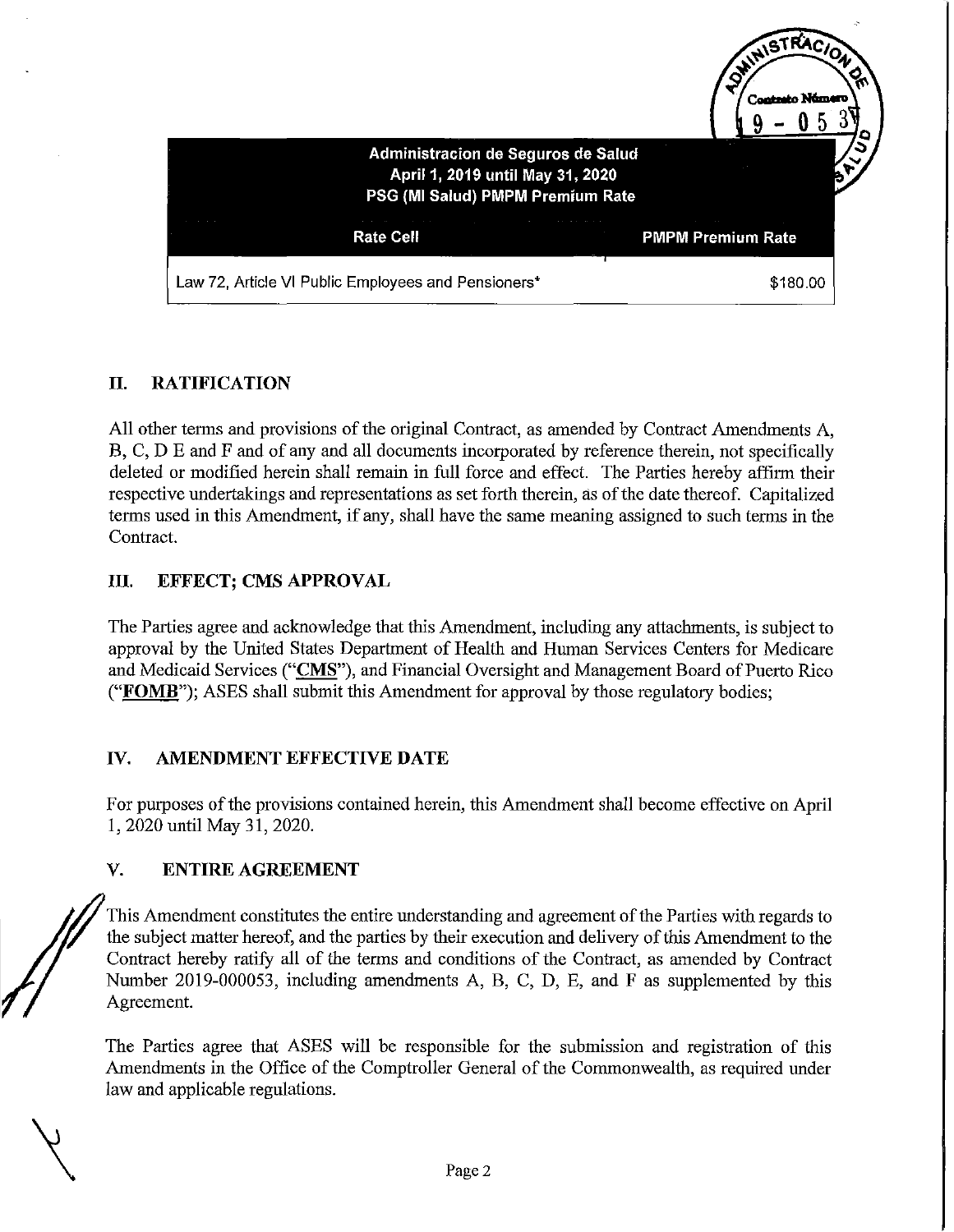| Administracion de Seguros de Salud<br>April 1, 2019 until May 31, 2020<br>PSG (MI Salud) PMPM Premium Rate | |
|---|---|
| **Rate Cell** | **PMPM Premium Rate** |
| Law 72, Article VI Public Employees and Pensioners* | $180.00 |

## II. RATIFICATION

All other terms and provisions of the original Contract, as amended by Contract Amendments A, B, C, D E and F and of any and all documents incorporated by reference therein, not specifically deleted or modified herein shall remain in full force and effect. The Parties hereby affirm their respective undertakings and representations as set forth therein, as of the date thereof. Capitalized terms used in this Amendment, if any, shall have the same meaning assigned to such terms in the Contract.

## III. EFFECT; CMS APPROVAL

The Parties agree and acknowledge that this Amendment, including any attachments, is subject to approval by the United States Department of Health and Human Services Centers for Medicare and Medicaid Services ("**CMS**"), and Financial Oversight and Management Board of Puerto Rico ("**FOMB**"); ASES shall submit this Amendment for approval by those regulatory bodies;

## IV. AMENDMENT EFFECTIVE DATE

For purposes of the provisions contained herein, this Amendment shall become effective on April 1, 2020 until May 31, 2020.

## V. ENTIRE AGREEMENT

This Amendment constitutes the entire understanding and agreement of the Parties with regards to the subject matter hereof, and the parties by their execution and delivery of this Amendment to the Contract hereby ratify all of the terms and conditions of the Contract, as amended by Contract Number 2019-000053, including amendments A, B, C, D, E, and F as supplemented by this Agreement.

The Parties agree that ASES will be responsible for the submission and registration of this Amendments in the Office of the Comptroller General of the Commonwealth, as required under law and applicable regulations.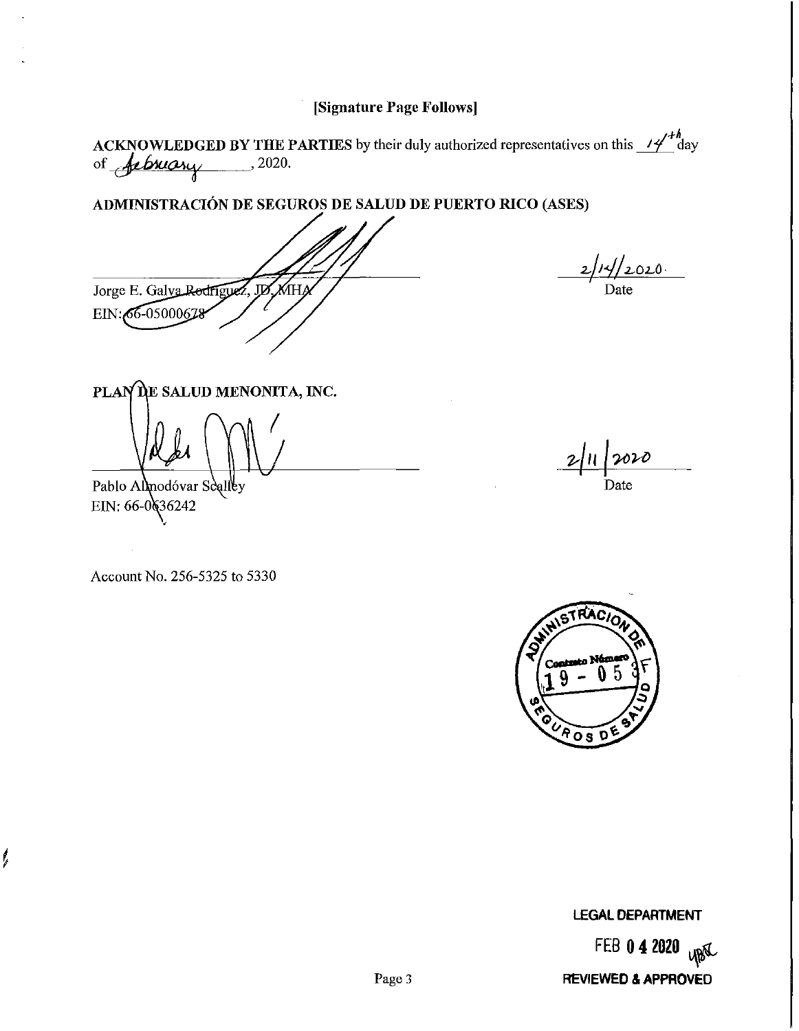**[Signature Page Follows]**

**ACKNOWLEDGED BY THE PARTIES** by their duly authorized representatives on this 14th day of February, 2020.

**ADMINISTRACIÓN DE SEGUROS DE SALUD DE PUERTO RICO (ASES)**

Jorge E. Galva Rodríguez, JD, MHA
EIN: 66-0500678

2/14/2020
Date

**PLAN DE SALUD MENONITA, INC.**

Pablo Almodóvar Scalley
EIN: 66-0636242

2/11/2020
Date

Account No. 256-5325 to 5330

ADMINISTRACIÓN DE SEGUROS DE SALUD
Contrato Número
19 - 053F

LEGAL DEPARTMENT
FEB 04 2020
REVIEWED & APPROVED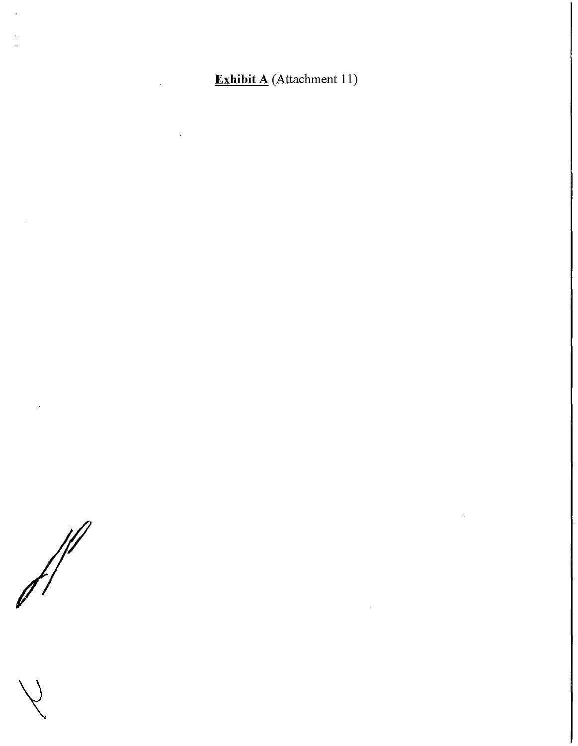**<u>Exhibit A</u>** (Attachment 11)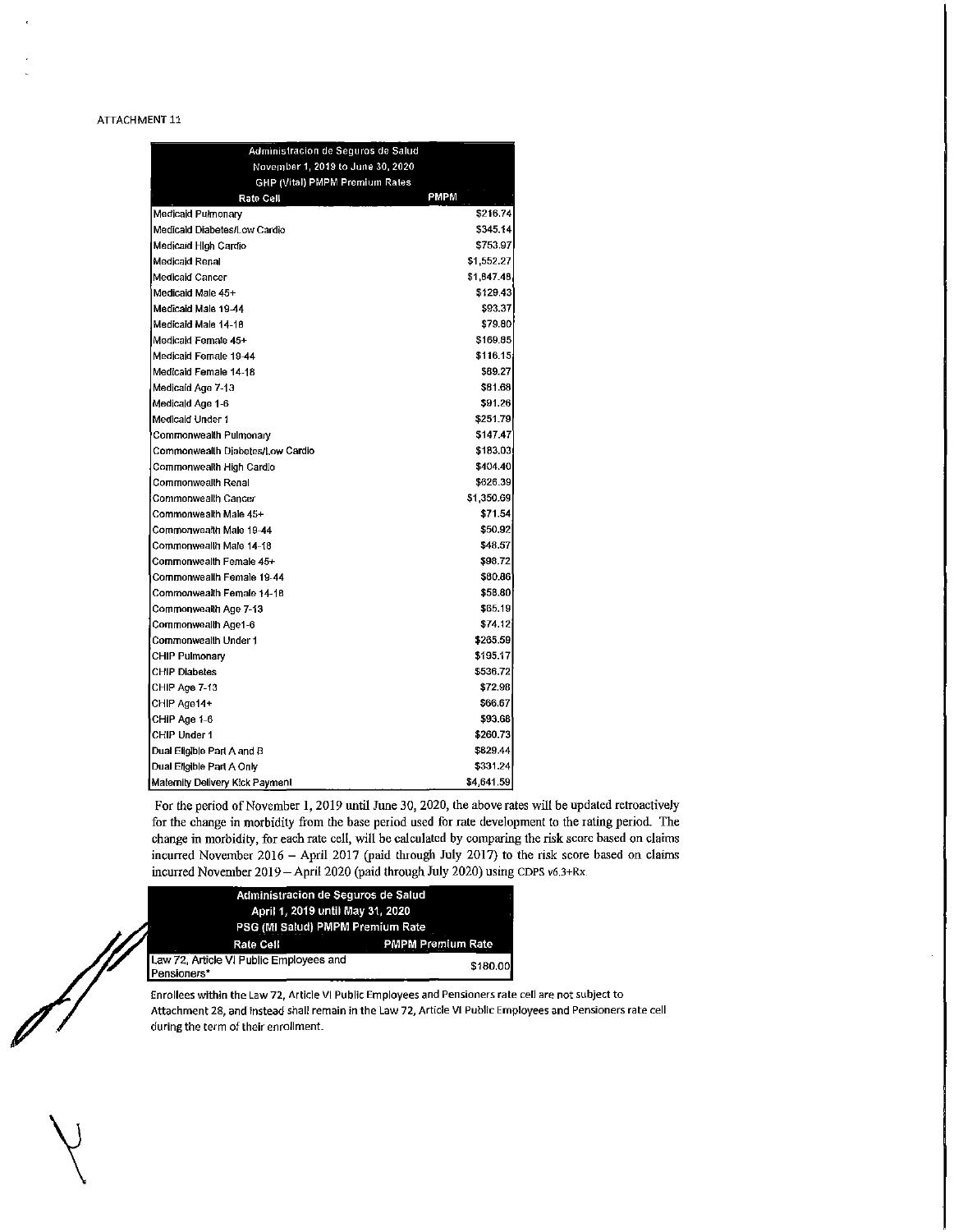ATTACHMENT 11

| Administracion de Seguros de Salud<br>November 1, 2019 to June 30, 2020<br>GHP (Vital) PMPM Premium Rates | |
|---|---|
| **Rate Cell** | **PMPM** |
| Medicaid Pulmonary | $216.74 |
| Medicaid Diabetes/Low Cardio | $345.14 |
| Medicaid High Cardio | $753.97 |
| Medicaid Renal | $1,552.27 |
| Medicaid Cancer | $1,847.48 |
| Medicaid Male 45+ | $129.43 |
| Medicaid Male 19-44 | $93.37 |
| Medicaid Male 14-18 | $79.80 |
| Medicaid Female 45+ | $169.85 |
| Medicaid Female 19-44 | $116.15 |
| Medicaid Female 14-18 | $89.27 |
| Medicaid Age 7-13 | $81.68 |
| Medicaid Age 1-6 | $91.26 |
| Medicaid Under 1 | $251.79 |
| Commonwealth Pulmonary | $147.47 |
| Commonwealth Diabetes/Low Cardio | $183.03 |
| Commonwealth High Cardio | $404.40 |
| Commonwealth Renal | $626.39 |
| Commonwealth Cancer | $1,350.69 |
| Commonwealth Male 45+ | $71.54 |
| Commonwealth Male 19-44 | $50.92 |
| Commonwealth Male 14-18 | $48.57 |
| Commonwealth Female 45+ | $98.72 |
| Commonwealth Female 19-44 | $80.86 |
| Commonwealth Female 14-18 | $58.80 |
| Commonwealth Age 7-13 | $65.19 |
| Commonwealth Age1-6 | $74.12 |
| Commonwealth Under 1 | $265.59 |
| CHIP Pulmonary | $195.17 |
| CHIP Diabetes | $536.72 |
| CHIP Age 7-13 | $72.98 |
| CHIP Age14+ | $66.67 |
| CHIP Age 1-6 | $93.68 |
| CHIP Under 1 | $260.73 |
| Dual Eligible Part A and B | $829.44 |
| Dual Eligible Part A Only | $331.24 |
| Maternity Delivery Kick Payment | $4,641.59 |

For the period of November 1, 2019 until June 30, 2020, the above rates will be updated retroactively for the change in morbidity from the base period used for rate development to the rating period. The change in morbidity, for each rate cell, will be calculated by comparing the risk score based on claims incurred November 2016 – April 2017 (paid through July 2017) to the risk score based on claims incurred November 2019 – April 2020 (paid through July 2020) using CDPS v6.3+Rx.

| Administracion de Seguros de Salud<br>April 1, 2019 until May 31, 2020<br>PSG (MI Salud) PMPM Premium Rate | |
|---|---|
| **Rate Cell** | **PMPM Premium Rate** |
| Law 72, Article VI Public Employees and Pensioners* | $180.00 |

Enrollees within the Law 72, Article VI Public Employees and Pensioners rate cell are not subject to Attachment 28, and instead shall remain in the Law 72, Article VI Public Employees and Pensioners rate cell during the term of their enrollment.